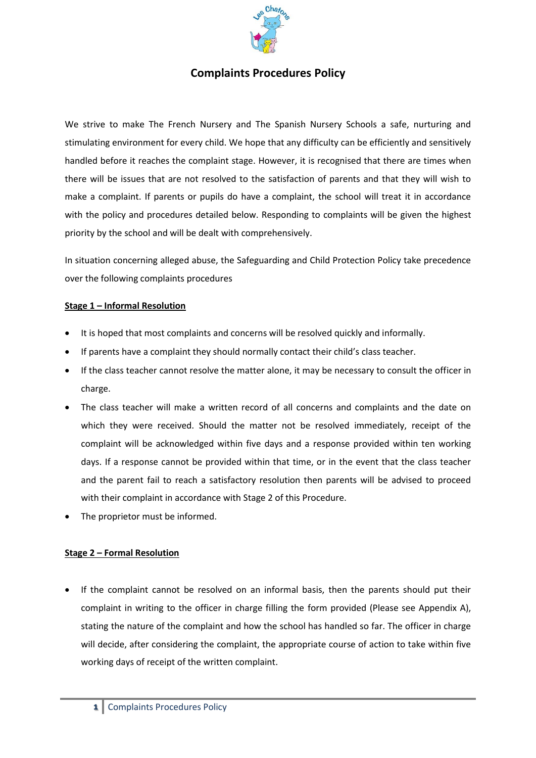# Complaints Procedures Policy

We strive to make The French Nursery and The Spanish Nursery Schools a safe, nurturing and stimulating environment for every child. We hope that any difficulty can be efficiently and sensitively handled before it reaches the complaint stage. However, it is recognised that there are times when there will be issues that are not resolved to the satisfaction of parents and that they will wish to make a complaint. If parents or pupils do have a complaint, the school will treat it in accordance with the policy and procedures detailed below. Responding to complaints will be given the highest priority by the school and will be dealt with comprehensively.

In situation concerning alleged abuse, the Safeguarding and Child Protection Policy take precedence over the following complaints procedures

**Stage 1 – Informal Resolution**

- It is hoped that most complaints and concerns will be resolved quickly and informally.
- If parents have a complaint they should normally contact their child's class teacher.
- If the class teacher cannot resolve the matter alone, it may be necessary to consult the officer in charge.
- The class teacher will make a written record of all concerns and complaints and the date on which they were received. Should the matter not be resolved immediately, receipt of the complaint will be acknowledged within five days and a response provided within ten working days. If a response cannot be provided within that time, or in the event that the class teacher and the parent fail to reach a satisfactory resolution then parents will be advised to proceed with their complaint in accordance with Stage 2 of this Procedure.
- The proprietor must be informed.

**Stage 2 – Formal Resolution**

- If the complaint cannot be resolved on an informal basis, then the parents should put their complaint in writing to the officer in charge filling the form provided (Please see Appendix A), stating the nature of the complaint and how the school has handled so far. The officer in charge will decide, after considering the complaint, the appropriate course of action to take within five working days of receipt of the written complaint.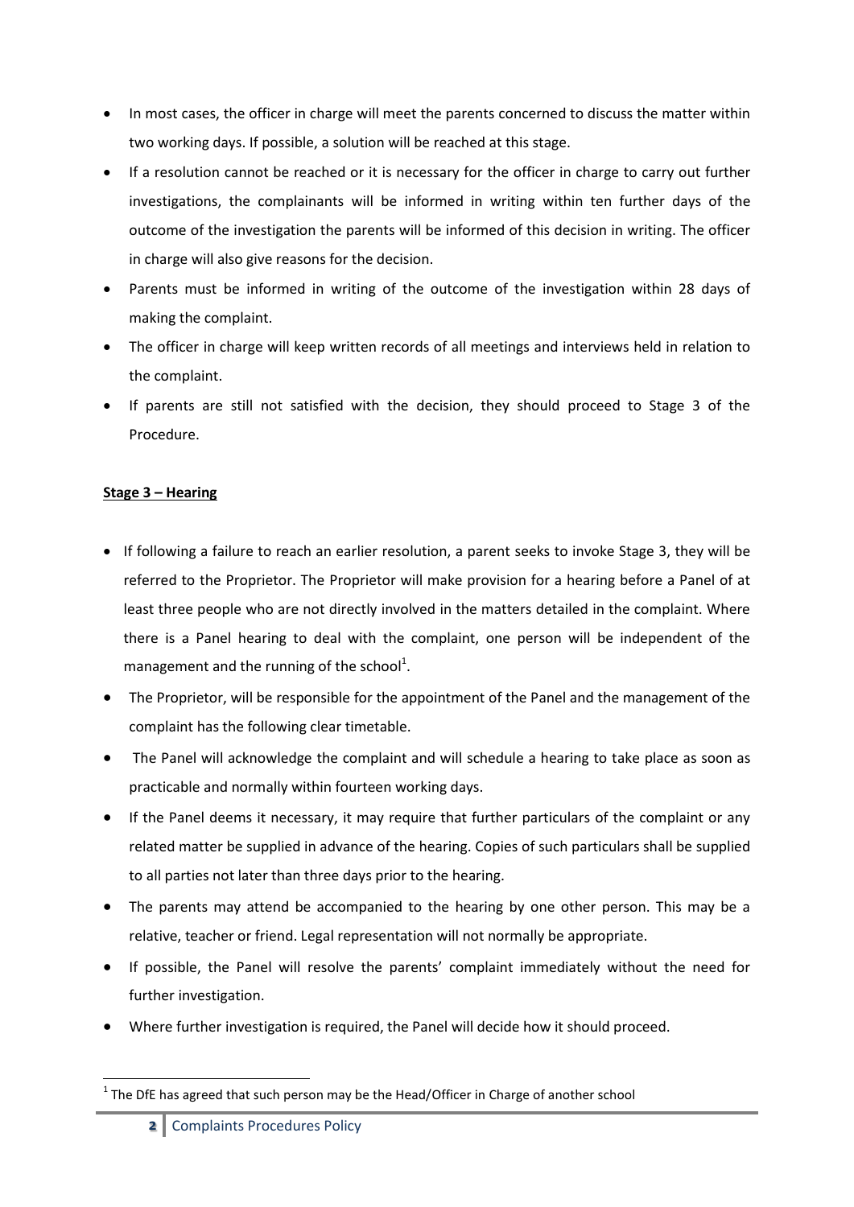- In most cases, the officer in charge will meet the parents concerned to discuss the matter within two working days. If possible, a solution will be reached at this stage.
- If a resolution cannot be reached or it is necessary for the officer in charge to carry out further investigations, the complainants will be informed in writing within ten further days of the outcome of the investigation the parents will be informed of this decision in writing. The officer in charge will also give reasons for the decision.
- Parents must be informed in writing of the outcome of the investigation within 28 days of making the complaint.
- The officer in charge will keep written records of all meetings and interviews held in relation to the complaint.
- If parents are still not satisfied with the decision, they should proceed to Stage 3 of the Procedure.

**Stage 3 – Hearing**

- If following a failure to reach an earlier resolution, a parent seeks to invoke Stage 3, they will be referred to the Proprietor. The Proprietor will make provision for a hearing before a Panel of at least three people who are not directly involved in the matters detailed in the complaint. Where there is a Panel hearing to deal with the complaint, one person will be independent of the management and the running of the school[1].
- The Proprietor, will be responsible for the appointment of the Panel and the management of the complaint has the following clear timetable.
- The Panel will acknowledge the complaint and will schedule a hearing to take place as soon as practicable and normally within fourteen working days.
- If the Panel deems it necessary, it may require that further particulars of the complaint or any related matter be supplied in advance of the hearing. Copies of such particulars shall be supplied to all parties not later than three days prior to the hearing.
- The parents may attend be accompanied to the hearing by one other person. This may be a relative, teacher or friend. Legal representation will not normally be appropriate.
- If possible, the Panel will resolve the parents' complaint immediately without the need for further investigation.
- Where further investigation is required, the Panel will decide how it should proceed.

[1] The DfE has agreed that such person may be the Head/Officer in Charge of another school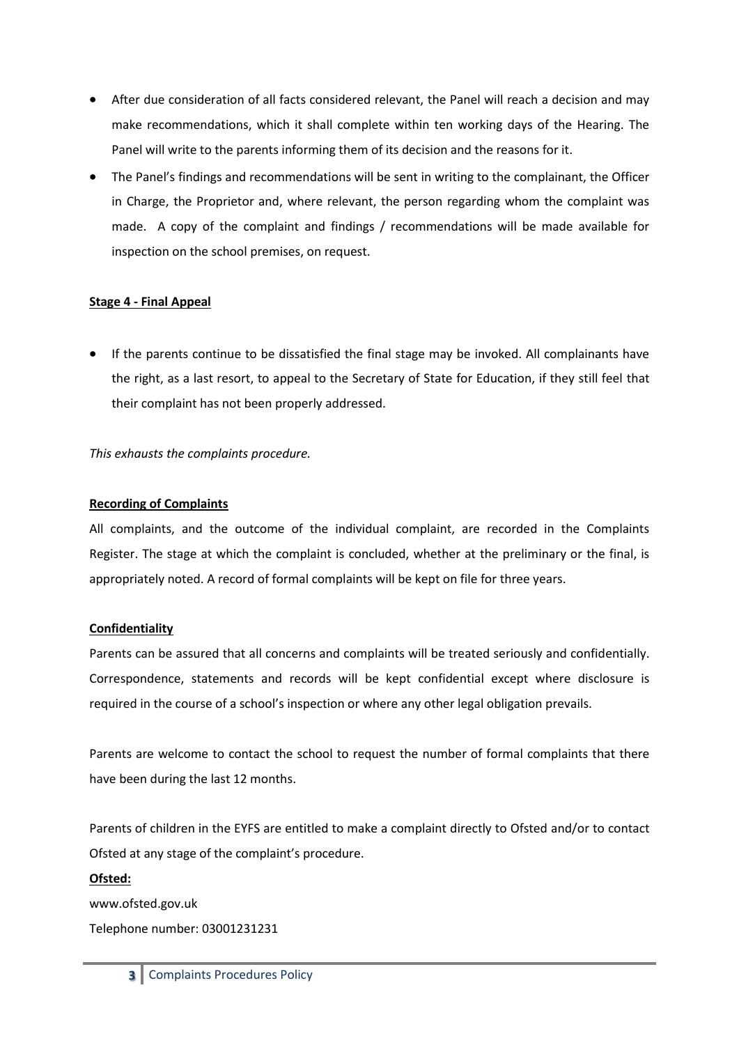- After due consideration of all facts considered relevant, the Panel will reach a decision and may make recommendations, which it shall complete within ten working days of the Hearing. The Panel will write to the parents informing them of its decision and the reasons for it.
- The Panel's findings and recommendations will be sent in writing to the complainant, the Officer in Charge, the Proprietor and, where relevant, the person regarding whom the complaint was made. A copy of the complaint and findings / recommendations will be made available for inspection on the school premises, on request.

**Stage 4 - Final Appeal**

- If the parents continue to be dissatisfied the final stage may be invoked. All complainants have the right, as a last resort, to appeal to the Secretary of State for Education, if they still feel that their complaint has not been properly addressed.

*This exhausts the complaints procedure.*

**Recording of Complaints**

All complaints, and the outcome of the individual complaint, are recorded in the Complaints Register. The stage at which the complaint is concluded, whether at the preliminary or the final, is appropriately noted. A record of formal complaints will be kept on file for three years.

**Confidentiality**

Parents can be assured that all concerns and complaints will be treated seriously and confidentially. Correspondence, statements and records will be kept confidential except where disclosure is required in the course of a school's inspection or where any other legal obligation prevails.

Parents are welcome to contact the school to request the number of formal complaints that there have been during the last 12 months.

Parents of children in the EYFS are entitled to make a complaint directly to Ofsted and/or to contact Ofsted at any stage of the complaint's procedure.

**Ofsted:**

www.ofsted.gov.uk

Telephone number: 03001231231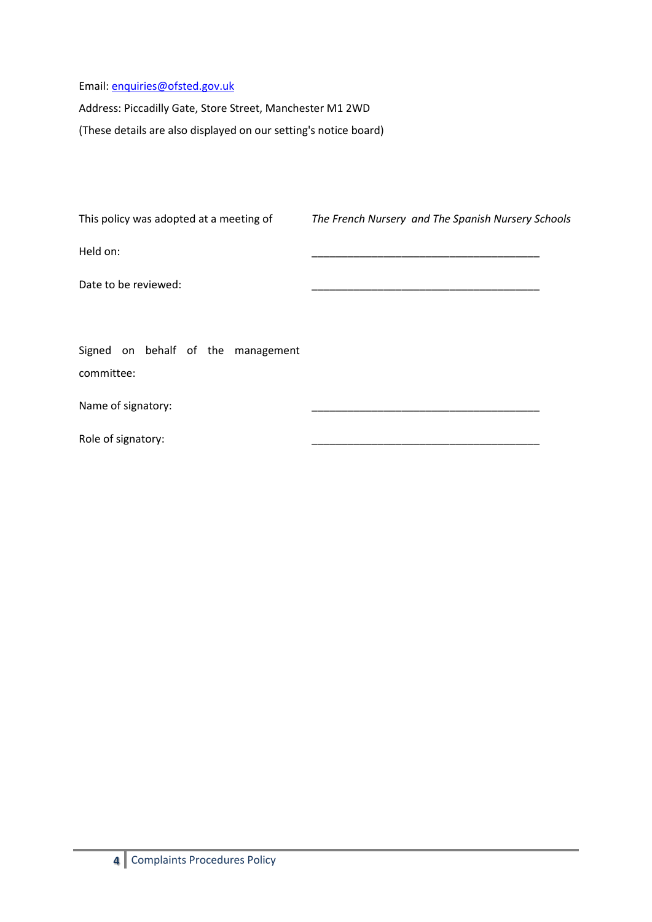Email: enquiries@ofsted.gov.uk

Address: Piccadilly Gate, Store Street, Manchester M1 2WD

(These details are also displayed on our setting's notice board)

| | |
|---|---|
| This policy was adopted at a meeting of | *The French Nursery and The Spanish Nursery Schools* |
| Held on: | _______________________________________ |
| Date to be reviewed: | _______________________________________ |
| Signed on behalf of the management committee: | |
| Name of signatory: | _______________________________________ |
| Role of signatory: | _______________________________________ |